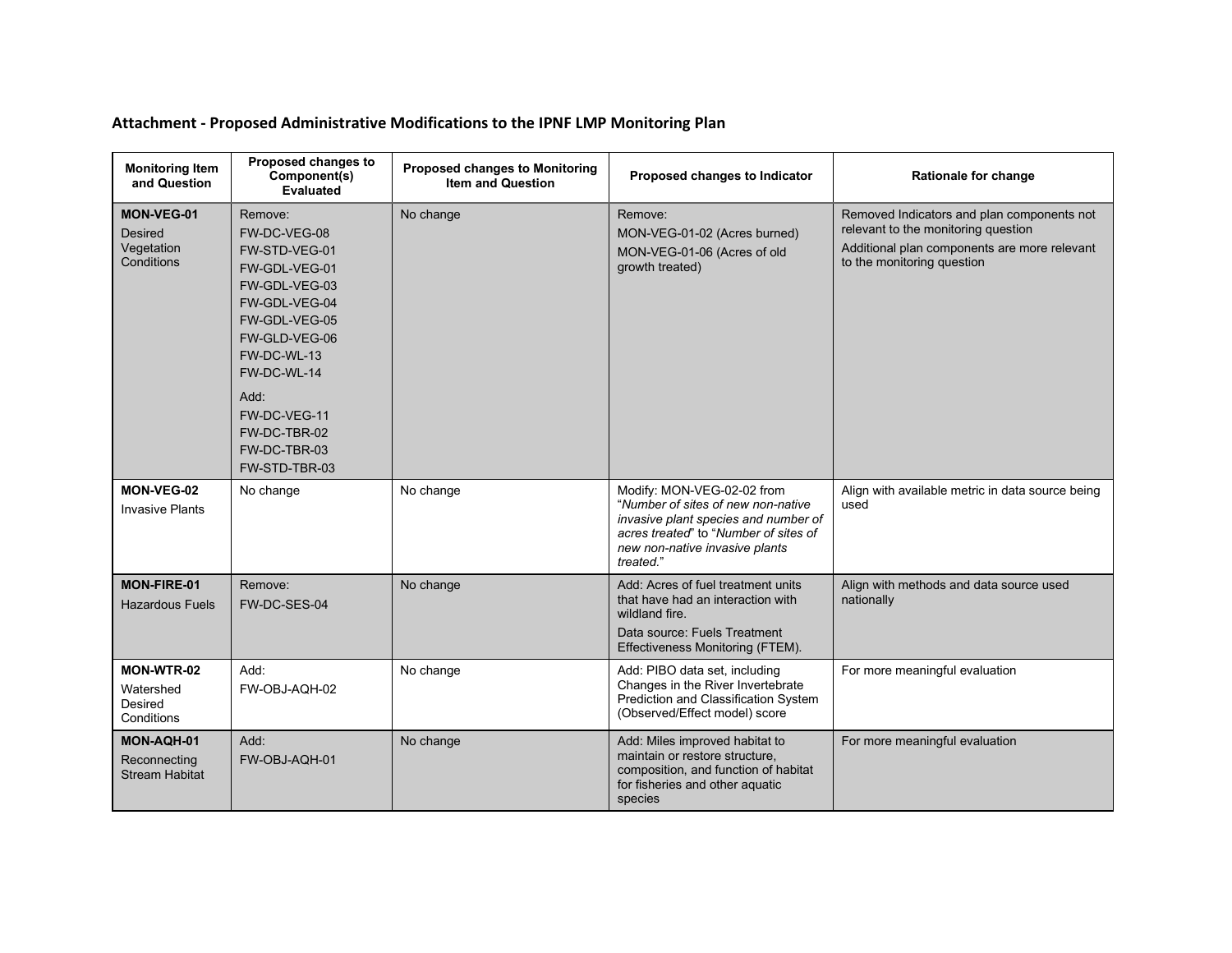## Attachment - Proposed Administrative Modifications to the IPNF LMP Monitoring Plan

| Monitoring Item and Question | Proposed changes to Component(s) Evaluated | Proposed changes to Monitoring Item and Question | Proposed changes to Indicator | Rationale for change |
|---|---|---|---|---|
| **MON-VEG-01**<br>Desired Vegetation Conditions | Remove:<br>FW-DC-VEG-08<br>FW-STD-VEG-01<br>FW-GDL-VEG-01<br>FW-GDL-VEG-03<br>FW-GDL-VEG-04<br>FW-GDL-VEG-05<br>FW-GLD-VEG-06<br>FW-DC-WL-13<br>FW-DC-WL-14<br>Add:<br>FW-DC-VEG-11<br>FW-DC-TBR-02<br>FW-DC-TBR-03<br>FW-STD-TBR-03 | No change | Remove:<br>MON-VEG-01-02 (Acres burned)<br>MON-VEG-01-06 (Acres of old growth treated) | Removed Indicators and plan components not relevant to the monitoring question<br>Additional plan components are more relevant to the monitoring question |
| **MON-VEG-02**<br>Invasive Plants | No change | No change | Modify: MON-VEG-02-02 from "*Number of sites of new non-native invasive plant species and number of acres treated*" to "*Number of sites of new non-native invasive plants treated.*" | Align with available metric in data source being used |
| **MON-FIRE-01**<br>Hazardous Fuels | Remove:<br>FW-DC-SES-04 | No change | Add: Acres of fuel treatment units that have had an interaction with wildland fire.<br>Data source: Fuels Treatment Effectiveness Monitoring (FTEM). | Align with methods and data source used nationally |
| **MON-WTR-02**<br>Watershed Desired Conditions | Add:<br>FW-OBJ-AQH-02 | No change | Add: PIBO data set, including Changes in the River Invertebrate Prediction and Classification System (Observed/Effect model) score | For more meaningful evaluation |
| **MON-AQH-01**<br>Reconnecting Stream Habitat | Add:<br>FW-OBJ-AQH-01 | No change | Add: Miles improved habitat to maintain or restore structure, composition, and function of habitat for fisheries and other aquatic species | For more meaningful evaluation |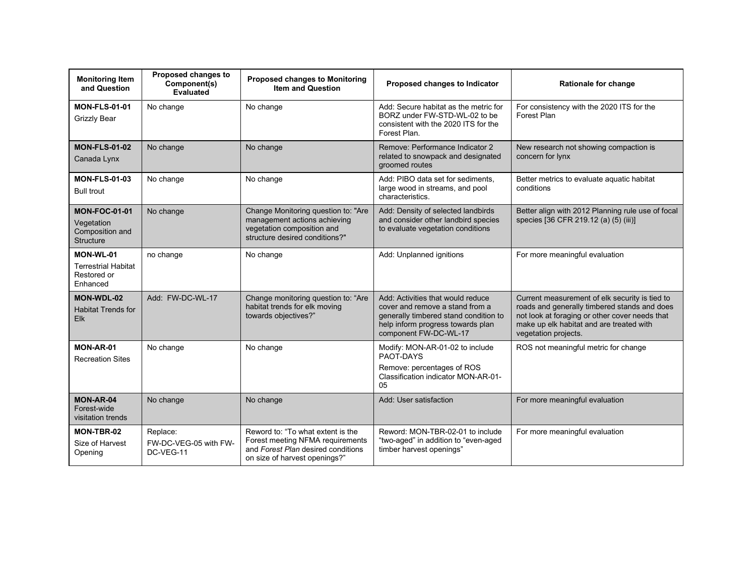| Monitoring Item and Question | Proposed changes to Component(s) Evaluated | Proposed changes to Monitoring Item and Question | Proposed changes to Indicator | Rationale for change |
|---|---|---|---|---|
| **MON-FLS-01-01** Grizzly Bear | No change | No change | Add: Secure habitat as the metric for BORZ under FW-STD-WL-02 to be consistent with the 2020 ITS for the Forest Plan. | For consistency with the 2020 ITS for the Forest Plan |
| **MON-FLS-01-02** Canada Lynx | No change | No change | Remove: Performance Indicator 2 related to snowpack and designated groomed routes | New research not showing compaction is concern for lynx |
| **MON-FLS-01-03** Bull trout | No change | No change | Add: PIBO data set for sediments, large wood in streams, and pool characteristics. | Better metrics to evaluate aquatic habitat conditions |
| **MON-FOC-01-01** Vegetation Composition and Structure | No change | Change Monitoring question to: "Are management actions achieving vegetation composition and structure desired conditions?" | Add: Density of selected landbirds and consider other landbird species to evaluate vegetation conditions | Better align with 2012 Planning rule use of focal species [36 CFR 219.12 (a) (5) (iii)] |
| **MON-WL-01** Terrestrial Habitat Restored or Enhanced | no change | No change | Add: Unplanned ignitions | For more meaningful evaluation |
| **MON-WDL-02** Habitat Trends for Elk | Add: FW-DC-WL-17 | Change monitoring question to: "Are habitat trends for elk moving towards objectives?" | Add: Activities that would reduce cover and remove a stand from a generally timbered stand condition to help inform progress towards plan component FW-DC-WL-17 | Current measurement of elk security is tied to roads and generally timbered stands and does not look at foraging or other cover needs that make up elk habitat and are treated with vegetation projects. |
| **MON-AR-01** Recreation Sites | No change | No change | Modify: MON-AR-01-02 to include PAOT-DAYS<br>Remove: percentages of ROS Classification indicator MON-AR-01-05 | ROS not meaningful metric for change |
| **MON-AR-04** Forest-wide visitation trends | No change | No change | Add: User satisfaction | For more meaningful evaluation |
| **MON-TBR-02** Size of Harvest Opening | Replace: FW-DC-VEG-05 with FW-DC-VEG-11 | Reword to: "To what extent is the Forest meeting NFMA requirements and *Forest Plan* desired conditions on size of harvest openings?" | Reword: MON-TBR-02-01 to include "two-aged" in addition to "even-aged timber harvest openings" | For more meaningful evaluation |